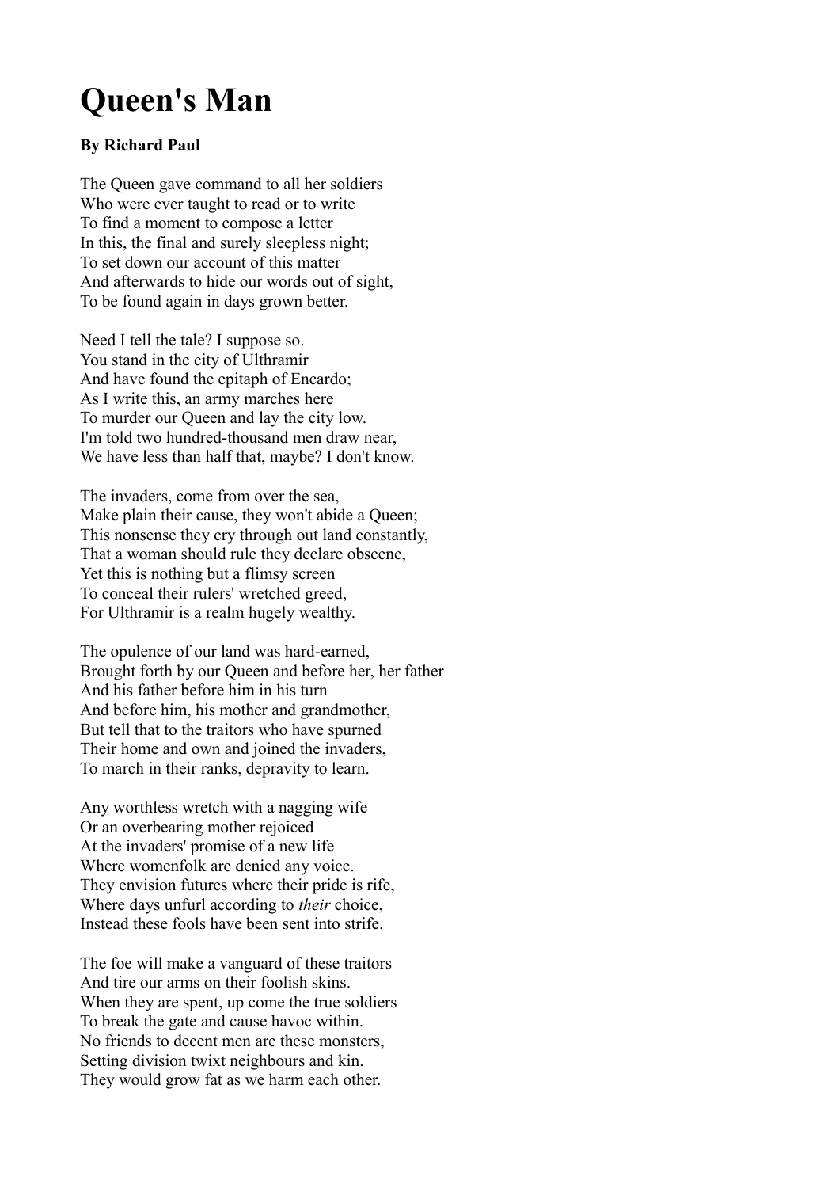# Queen's Man

**By Richard Paul**

The Queen gave command to all her soldiers  
Who were ever taught to read or to write  
To find a moment to compose a letter  
In this, the final and surely sleepless night;  
To set down our account of this matter  
And afterwards to hide our words out of sight,  
To be found again in days grown better.

Need I tell the tale? I suppose so.  
You stand in the city of Ulthramir  
And have found the epitaph of Encardo;  
As I write this, an army marches here  
To murder our Queen and lay the city low.  
I'm told two hundred-thousand men draw near,  
We have less than half that, maybe? I don't know.

The invaders, come from over the sea,  
Make plain their cause, they won't abide a Queen;  
This nonsense they cry through out land constantly,  
That a woman should rule they declare obscene,  
Yet this is nothing but a flimsy screen  
To conceal their rulers' wretched greed,  
For Ulthramir is a realm hugely wealthy.

The opulence of our land was hard-earned,  
Brought forth by our Queen and before her, her father  
And his father before him in his turn  
And before him, his mother and grandmother,  
But tell that to the traitors who have spurned  
Their home and own and joined the invaders,  
To march in their ranks, depravity to learn.

Any worthless wretch with a nagging wife  
Or an overbearing mother rejoiced  
At the invaders' promise of a new life  
Where womenfolk are denied any voice.  
They envision futures where their pride is rife,  
Where days unfurl according to *their* choice,  
Instead these fools have been sent into strife.

The foe will make a vanguard of these traitors  
And tire our arms on their foolish skins.  
When they are spent, up come the true soldiers  
To break the gate and cause havoc within.  
No friends to decent men are these monsters,  
Setting division twixt neighbours and kin.  
They would grow fat as we harm each other.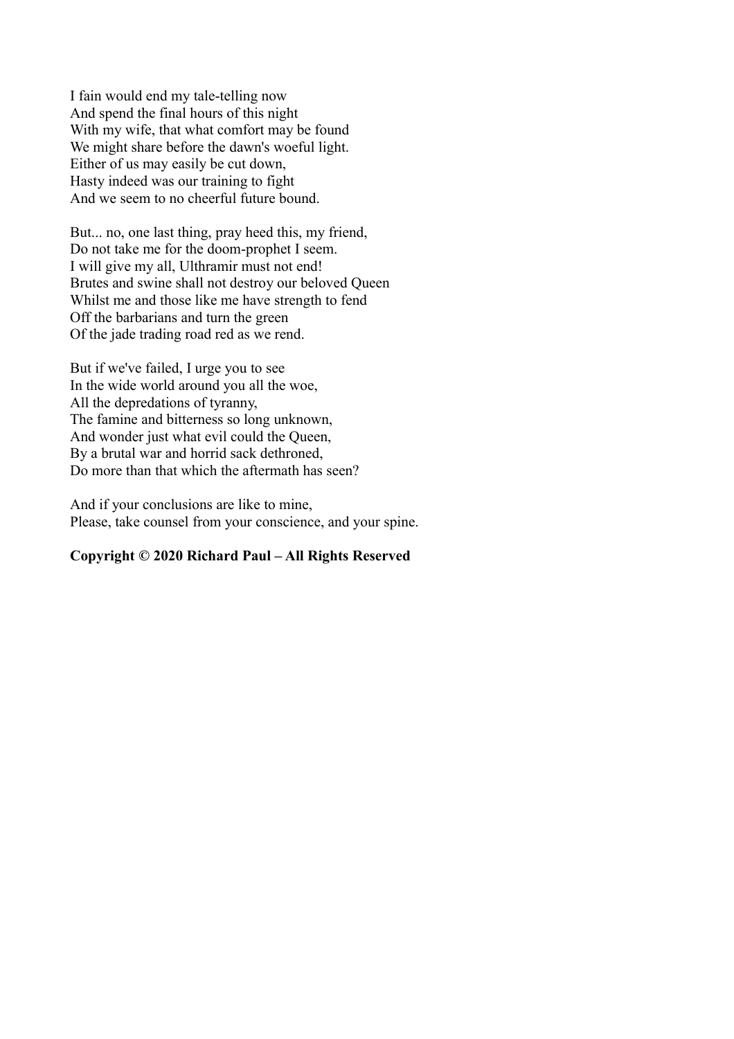I fain would end my tale-telling now
And spend the final hours of this night
With my wife, that what comfort may be found
We might share before the dawn's woeful light.
Either of us may easily be cut down,
Hasty indeed was our training to fight
And we seem to no cheerful future bound.

But... no, one last thing, pray heed this, my friend,
Do not take me for the doom-prophet I seem.
I will give my all, Ulthramir must not end!
Brutes and swine shall not destroy our beloved Queen
Whilst me and those like me have strength to fend
Off the barbarians and turn the green
Of the jade trading road red as we rend.

But if we've failed, I urge you to see
In the wide world around you all the woe,
All the depredations of tyranny,
The famine and bitterness so long unknown,
And wonder just what evil could the Queen,
By a brutal war and horrid sack dethroned,
Do more than that which the aftermath has seen?

And if your conclusions are like to mine,
Please, take counsel from your conscience, and your spine.

**Copyright © 2020 Richard Paul – All Rights Reserved**